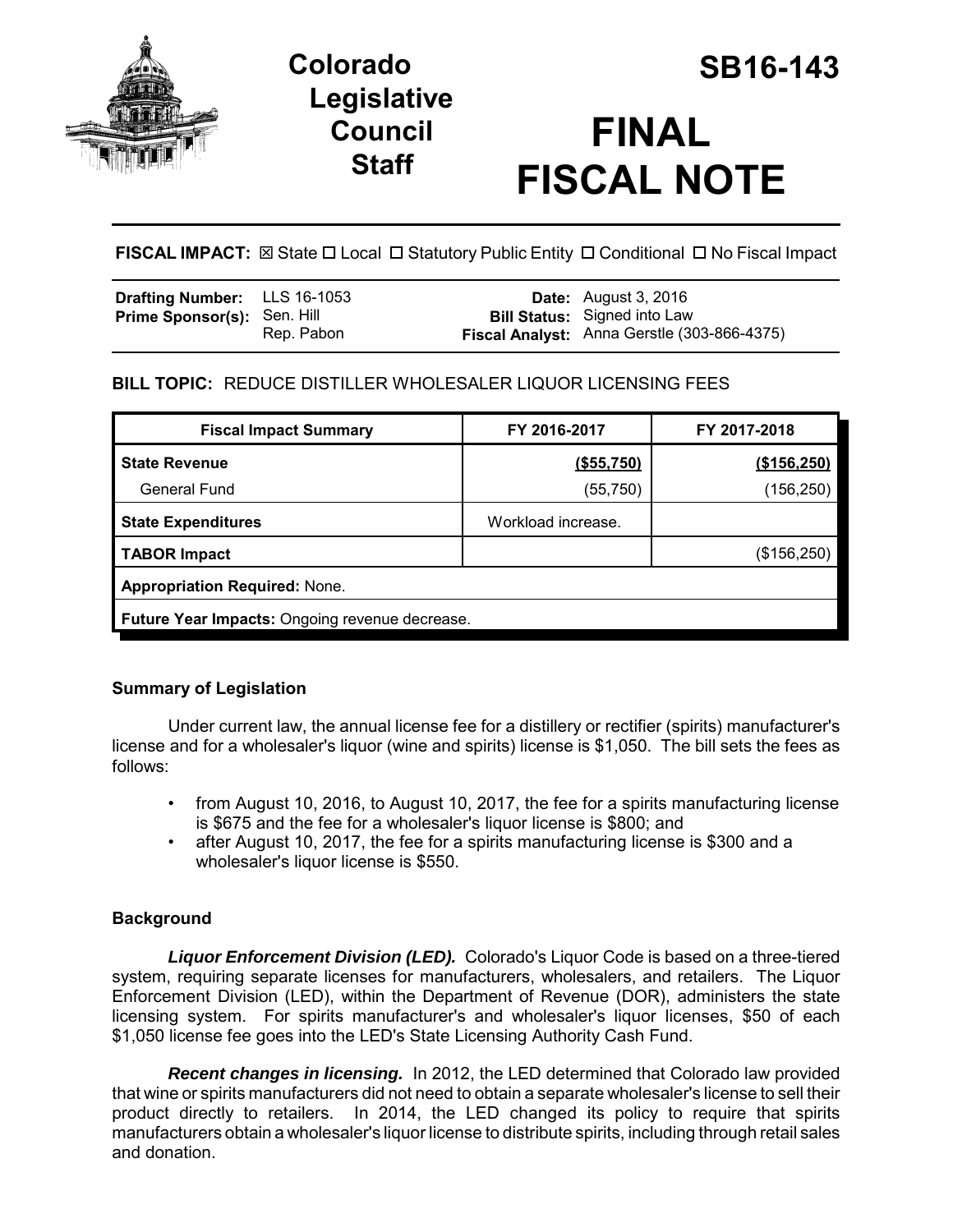# Colorado Legislative Council Staff

# SB16-143

# FINAL FISCAL NOTE

**FISCAL IMPACT:** ☒ State ☐ Local ☐ Statutory Public Entity ☐ Conditional ☐ No Fiscal Impact

| | | | |
|---|---|---|---|
| **Drafting Number:** | LLS 16-1053 | **Date:** | August 3, 2016 |
| **Prime Sponsor(s):** | Sen. Hill<br>Rep. Pabon | **Bill Status:** | Signed into Law |
| | | **Fiscal Analyst:** | Anna Gerstle (303-866-4375) |

**BILL TOPIC:** REDUCE DISTILLER WHOLESALER LIQUOR LICENSING FEES

| Fiscal Impact Summary | FY 2016-2017 | FY 2017-2018 |
|---|---|---|
| **State Revenue** | **($55,750)** | **($156,250)** |
| General Fund | (55,750) | (156,250) |
| **State Expenditures** | Workload increase. | |
| **TABOR Impact** | | ($156,250) |
| **Appropriation Required:** None. | | |
| **Future Year Impacts:** Ongoing revenue decrease. | | |

## Summary of Legislation

Under current law, the annual license fee for a distillery or rectifier (spirits) manufacturer's license and for a wholesaler's liquor (wine and spirits) license is $1,050. The bill sets the fees as follows:

- from August 10, 2016, to August 10, 2017, the fee for a spirits manufacturing license is $675 and the fee for a wholesaler's liquor license is $800; and
- after August 10, 2017, the fee for a spirits manufacturing license is $300 and a wholesaler's liquor license is $550.

## Background

***Liquor Enforcement Division (LED).*** Colorado's Liquor Code is based on a three-tiered system, requiring separate licenses for manufacturers, wholesalers, and retailers. The Liquor Enforcement Division (LED), within the Department of Revenue (DOR), administers the state licensing system. For spirits manufacturer's and wholesaler's liquor licenses, $50 of each $1,050 license fee goes into the LED's State Licensing Authority Cash Fund.

***Recent changes in licensing.*** In 2012, the LED determined that Colorado law provided that wine or spirits manufacturers did not need to obtain a separate wholesaler's license to sell their product directly to retailers. In 2014, the LED changed its policy to require that spirits manufacturers obtain a wholesaler's liquor license to distribute spirits, including through retail sales and donation.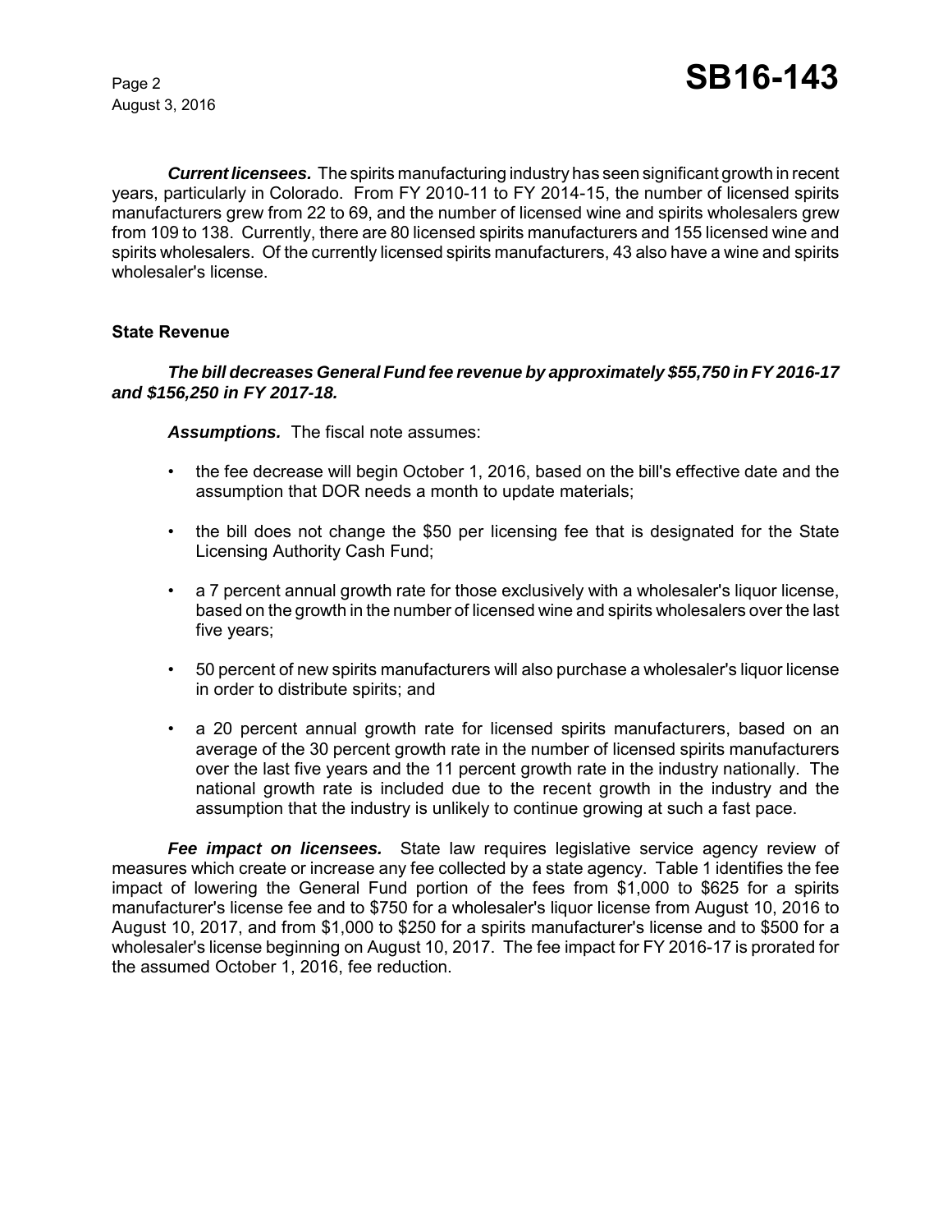***Current licensees.*** The spirits manufacturing industry has seen significant growth in recent years, particularly in Colorado. From FY 2010-11 to FY 2014-15, the number of licensed spirits manufacturers grew from 22 to 69, and the number of licensed wine and spirits wholesalers grew from 109 to 138. Currently, there are 80 licensed spirits manufacturers and 155 licensed wine and spirits wholesalers. Of the currently licensed spirits manufacturers, 43 also have a wine and spirits wholesaler's license.

### State Revenue

***The bill decreases General Fund fee revenue by approximately $55,750 in FY 2016-17 and $156,250 in FY 2017-18.***

***Assumptions.*** The fiscal note assumes:

- the fee decrease will begin October 1, 2016, based on the bill's effective date and the assumption that DOR needs a month to update materials;
- the bill does not change the $50 per licensing fee that is designated for the State Licensing Authority Cash Fund;
- a 7 percent annual growth rate for those exclusively with a wholesaler's liquor license, based on the growth in the number of licensed wine and spirits wholesalers over the last five years;
- 50 percent of new spirits manufacturers will also purchase a wholesaler's liquor license in order to distribute spirits; and
- a 20 percent annual growth rate for licensed spirits manufacturers, based on an average of the 30 percent growth rate in the number of licensed spirits manufacturers over the last five years and the 11 percent growth rate in the industry nationally. The national growth rate is included due to the recent growth in the industry and the assumption that the industry is unlikely to continue growing at such a fast pace.

***Fee impact on licensees.*** State law requires legislative service agency review of measures which create or increase any fee collected by a state agency. Table 1 identifies the fee impact of lowering the General Fund portion of the fees from $1,000 to $625 for a spirits manufacturer's license fee and to $750 for a wholesaler's liquor license from August 10, 2016 to August 10, 2017, and from $1,000 to $250 for a spirits manufacturer's license and to $500 for a wholesaler's license beginning on August 10, 2017. The fee impact for FY 2016-17 is prorated for the assumed October 1, 2016, fee reduction.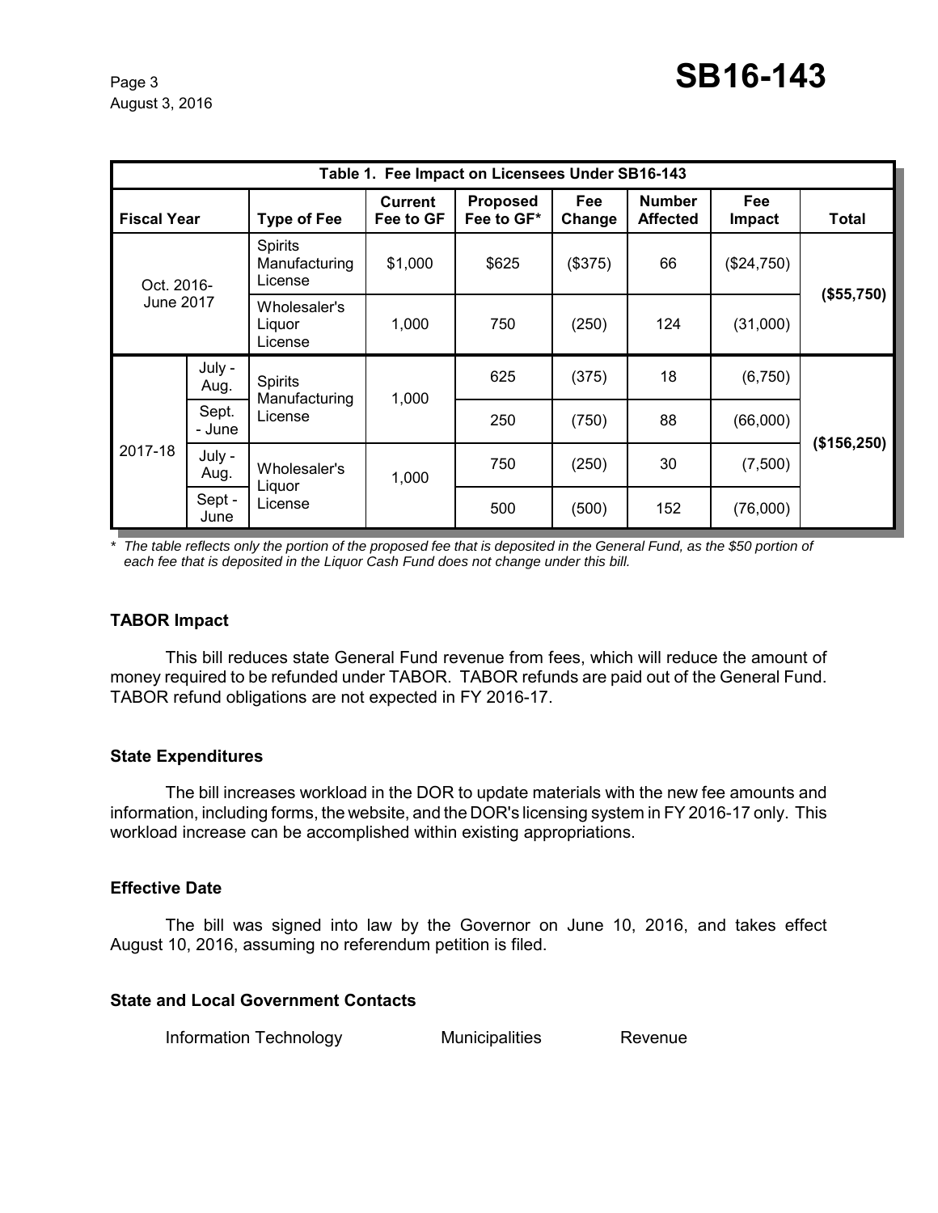| Table 1. Fee Impact on Licensees Under SB16-143 | | | | | | | | |
|---|---|---|---|---|---|---|---|---|
| **Fiscal Year** | | **Type of Fee** | **Current Fee to GF** | **Proposed Fee to GF*** | **Fee Change** | **Number Affected** | **Fee Impact** | **Total** |
| Oct. 2016-June 2017 | | Spirits Manufacturing License | $1,000 | $625 | ($375) | 66 | ($24,750) | **($55,750)** |
| | | Wholesaler's Liquor License | 1,000 | 750 | (250) | 124 | (31,000) | |
| 2017-18 | July - Aug. | Spirits Manufacturing License | 1,000 | 625 | (375) | 18 | (6,750) | **($156,250)** |
| | Sept. - June | | | 250 | (750) | 88 | (66,000) | |
| | July - Aug. | Wholesaler's Liquor License | 1,000 | 750 | (250) | 30 | (7,500) | |
| | Sept - June | | | 500 | (500) | 152 | (76,000) | |

*\* The table reflects only the portion of the proposed fee that is deposited in the General Fund, as the $50 portion of each fee that is deposited in the Liquor Cash Fund does not change under this bill.*

### TABOR Impact

This bill reduces state General Fund revenue from fees, which will reduce the amount of money required to be refunded under TABOR. TABOR refunds are paid out of the General Fund. TABOR refund obligations are not expected in FY 2016-17.

### State Expenditures

The bill increases workload in the DOR to update materials with the new fee amounts and information, including forms, the website, and the DOR's licensing system in FY 2016-17 only. This workload increase can be accomplished within existing appropriations.

### Effective Date

The bill was signed into law by the Governor on June 10, 2016, and takes effect August 10, 2016, assuming no referendum petition is filed.

### State and Local Government Contacts

Information Technology Municipalities Revenue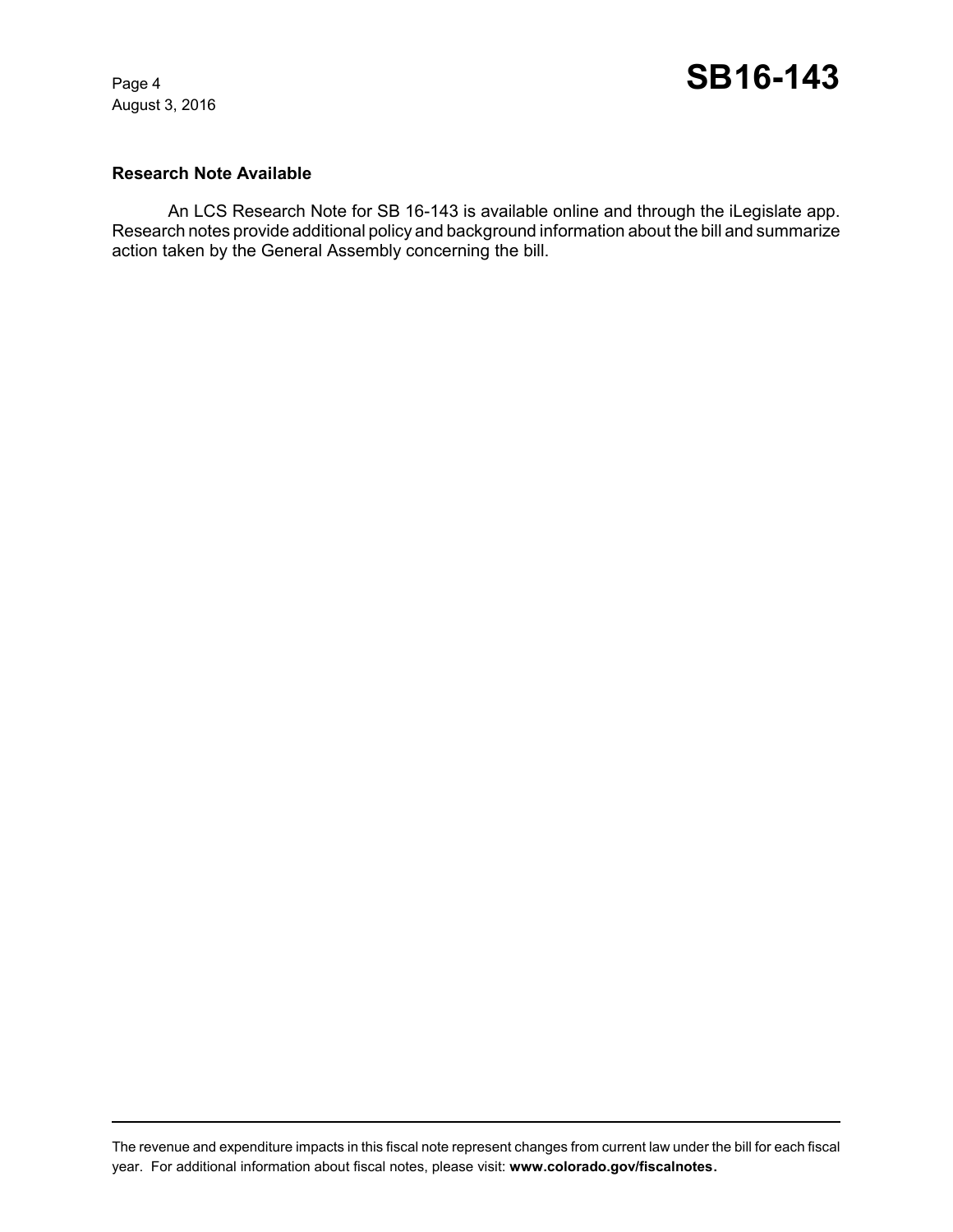### Research Note Available

An LCS Research Note for SB 16-143 is available online and through the iLegislate app. Research notes provide additional policy and background information about the bill and summarize action taken by the General Assembly concerning the bill.